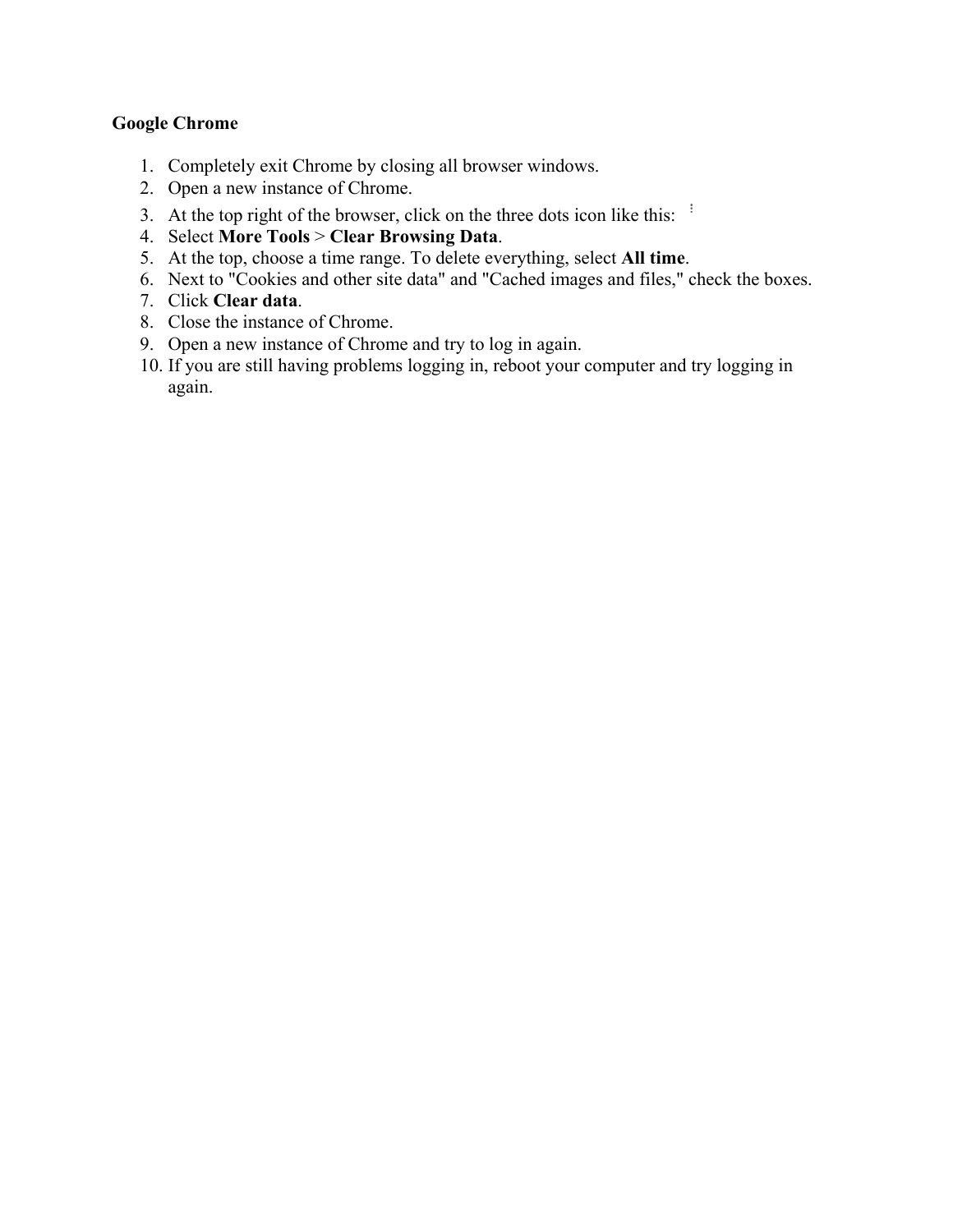**Google Chrome**

1. Completely exit Chrome by closing all browser windows.
2. Open a new instance of Chrome.
3. At the top right of the browser, click on the three dots icon like this: ⋮
4. Select **More Tools** > **Clear Browsing Data**.
5. At the top, choose a time range. To delete everything, select **All time**.
6. Next to "Cookies and other site data" and "Cached images and files," check the boxes.
7. Click **Clear data**.
8. Close the instance of Chrome.
9. Open a new instance of Chrome and try to log in again.
10. If you are still having problems logging in, reboot your computer and try logging in again.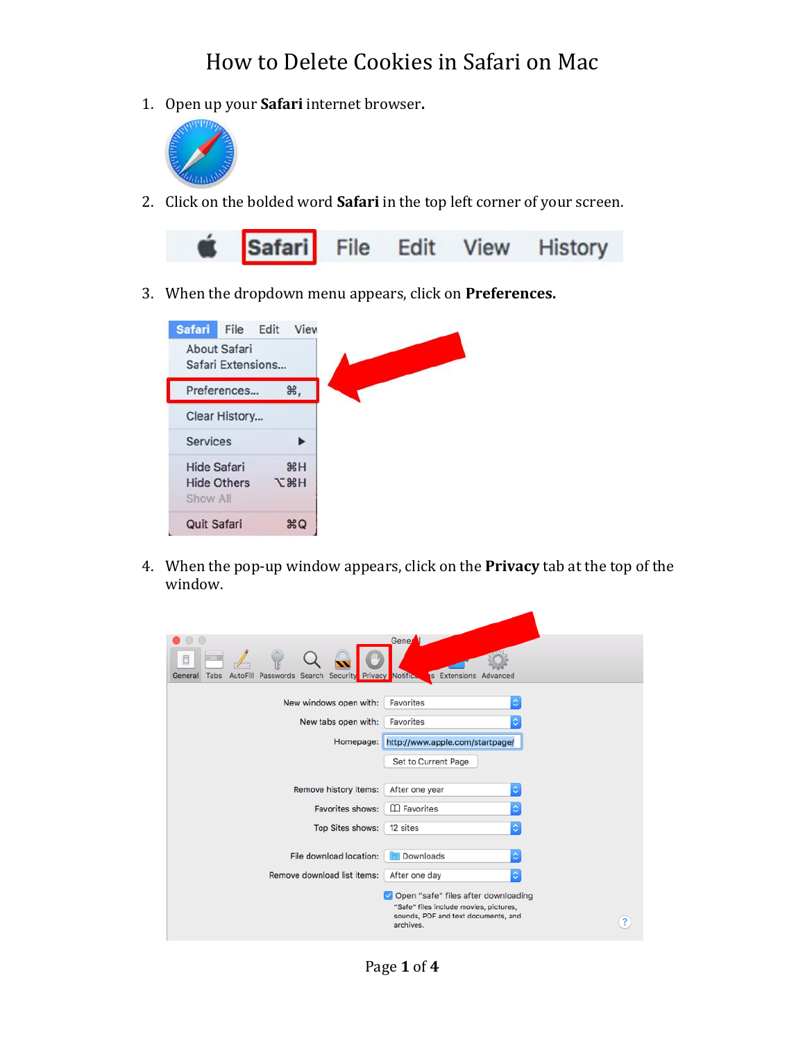# How to Delete Cookies in Safari on Mac

1. Open up your **Safari** internet browser.
2. Click on the bolded word **Safari** in the top left corner of your screen.
3. When the dropdown menu appears, click on **Preferences.**
4. When the pop-up window appears, click on the **Privacy** tab at the top of the window.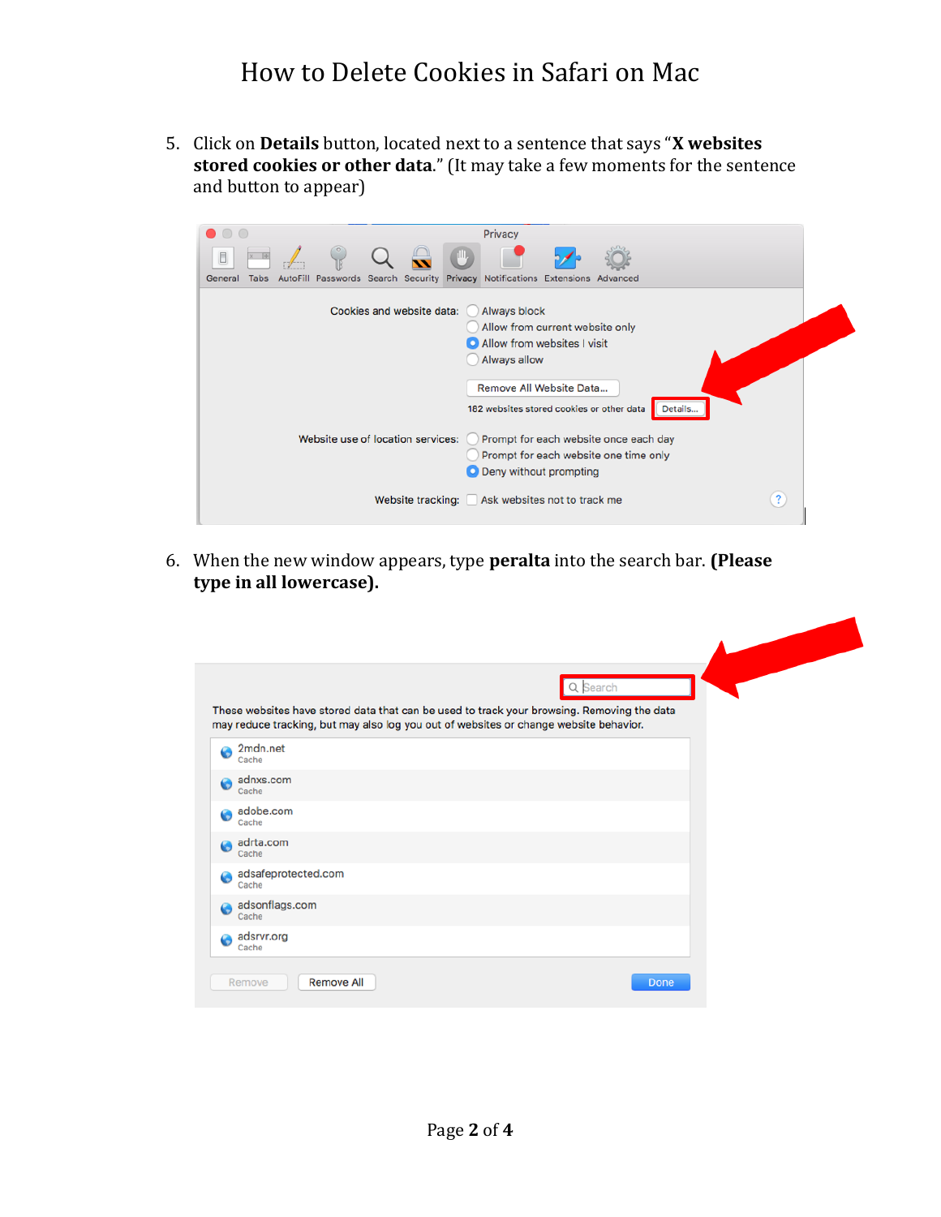# How to Delete Cookies in Safari on Mac

5. Click on **Details** button, located next to a sentence that says "**X websites stored cookies or other data**." (It may take a few moments for the sentence and button to appear)

6. When the new window appears, type **peralta** into the search bar. **(Please type in all lowercase).**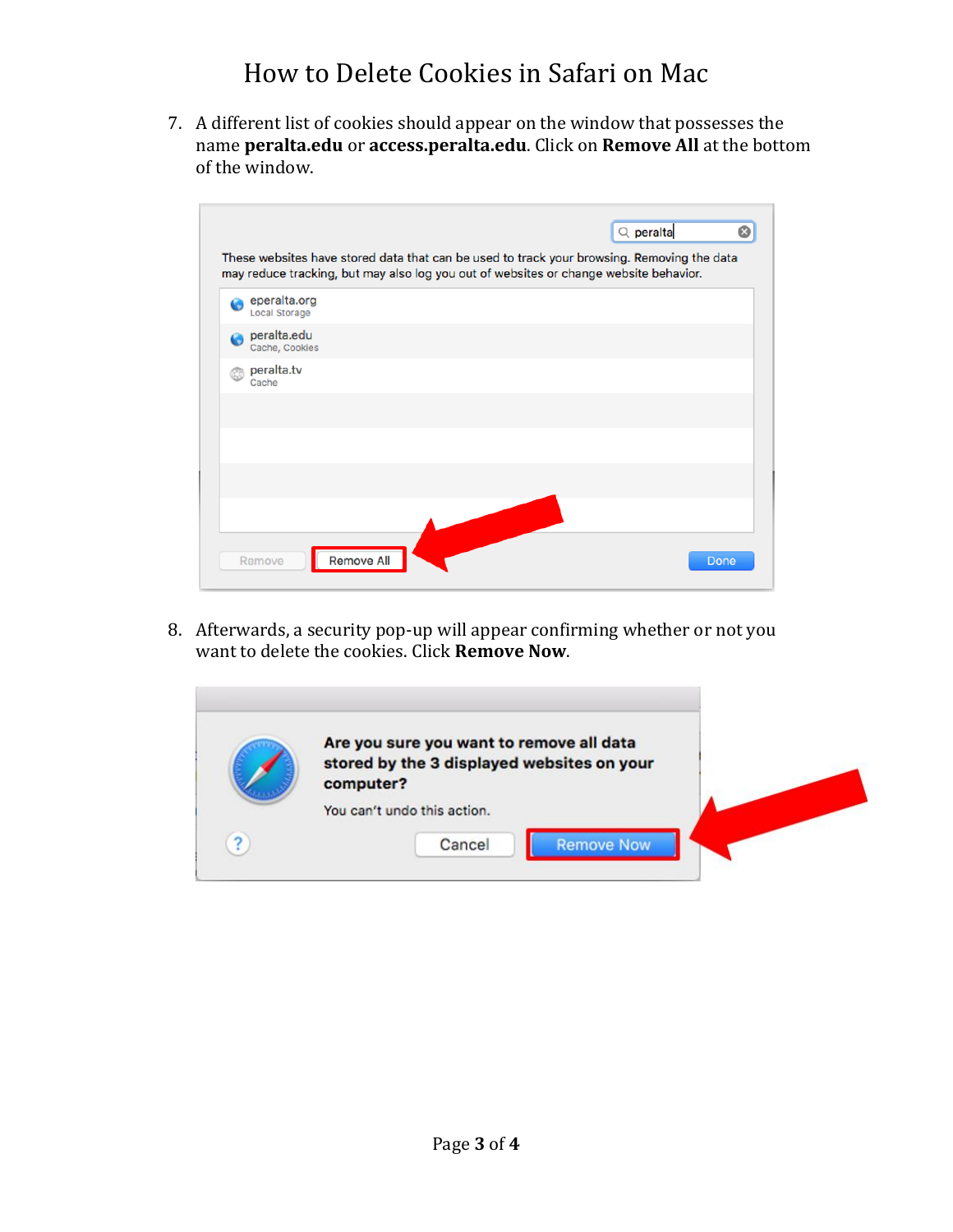# How to Delete Cookies in Safari on Mac

7. A different list of cookies should appear on the window that possesses the name **peralta.edu** or **access.peralta.edu**. Click on **Remove All** at the bottom of the window.

8. Afterwards, a security pop-up will appear confirming whether or not you want to delete the cookies. Click **Remove Now**.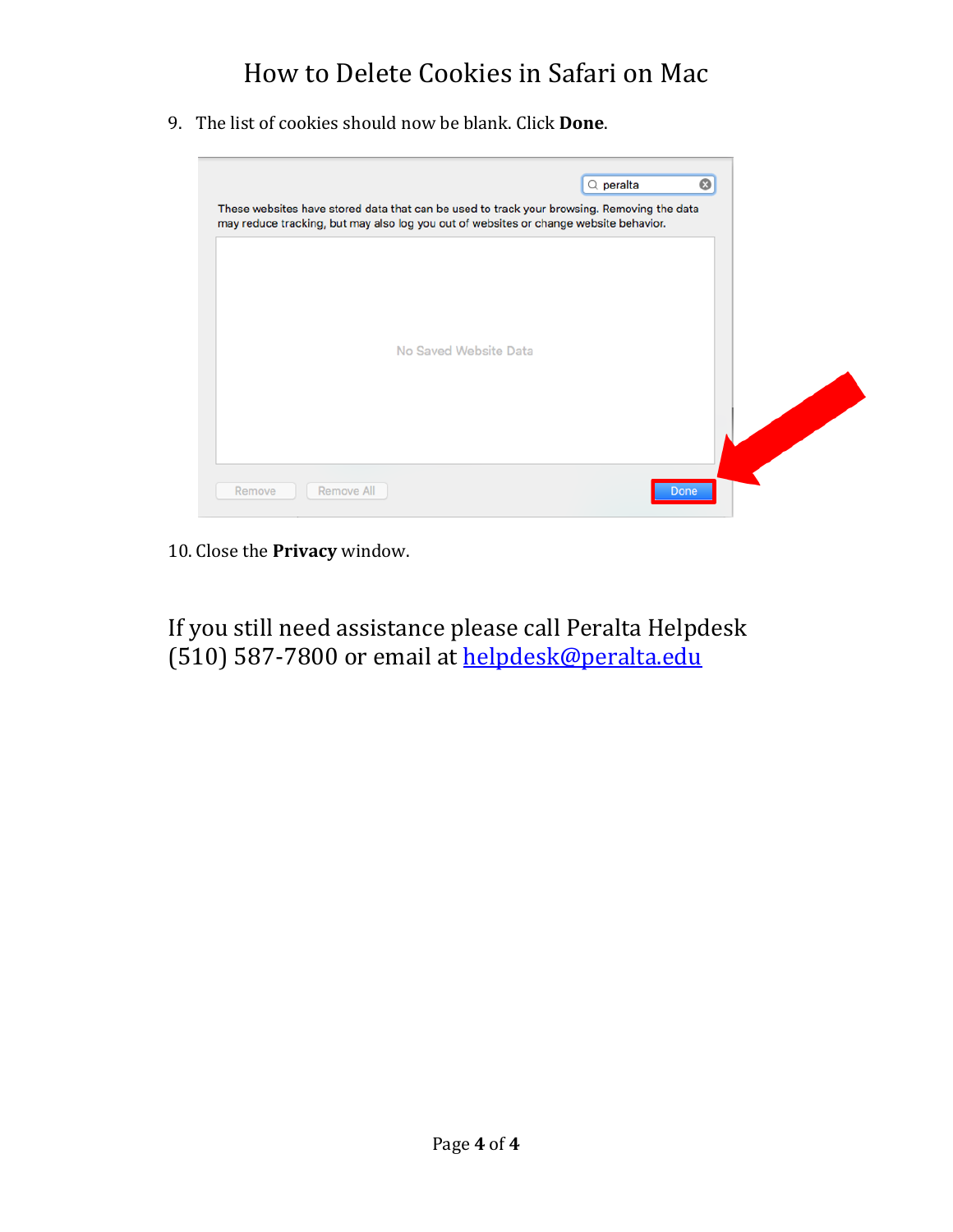# How to Delete Cookies in Safari on Mac

9. The list of cookies should now be blank. Click **Done**.

10. Close the **Privacy** window.

If you still need assistance please call Peralta Helpdesk (510) 587-7800 or email at [helpdesk@peralta.edu](mailto:helpdesk@peralta.edu)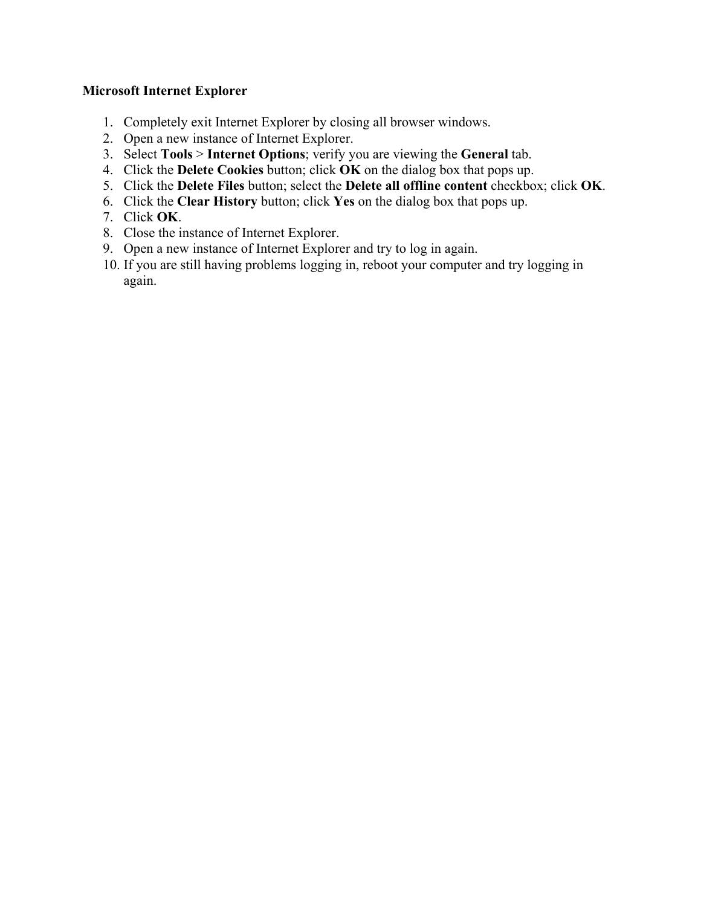**Microsoft Internet Explorer**

1. Completely exit Internet Explorer by closing all browser windows.
2. Open a new instance of Internet Explorer.
3. Select **Tools** > **Internet Options**; verify you are viewing the **General** tab.
4. Click the **Delete Cookies** button; click **OK** on the dialog box that pops up.
5. Click the **Delete Files** button; select the **Delete all offline content** checkbox; click **OK**.
6. Click the **Clear History** button; click **Yes** on the dialog box that pops up.
7. Click **OK**.
8. Close the instance of Internet Explorer.
9. Open a new instance of Internet Explorer and try to log in again.
10. If you are still having problems logging in, reboot your computer and try logging in again.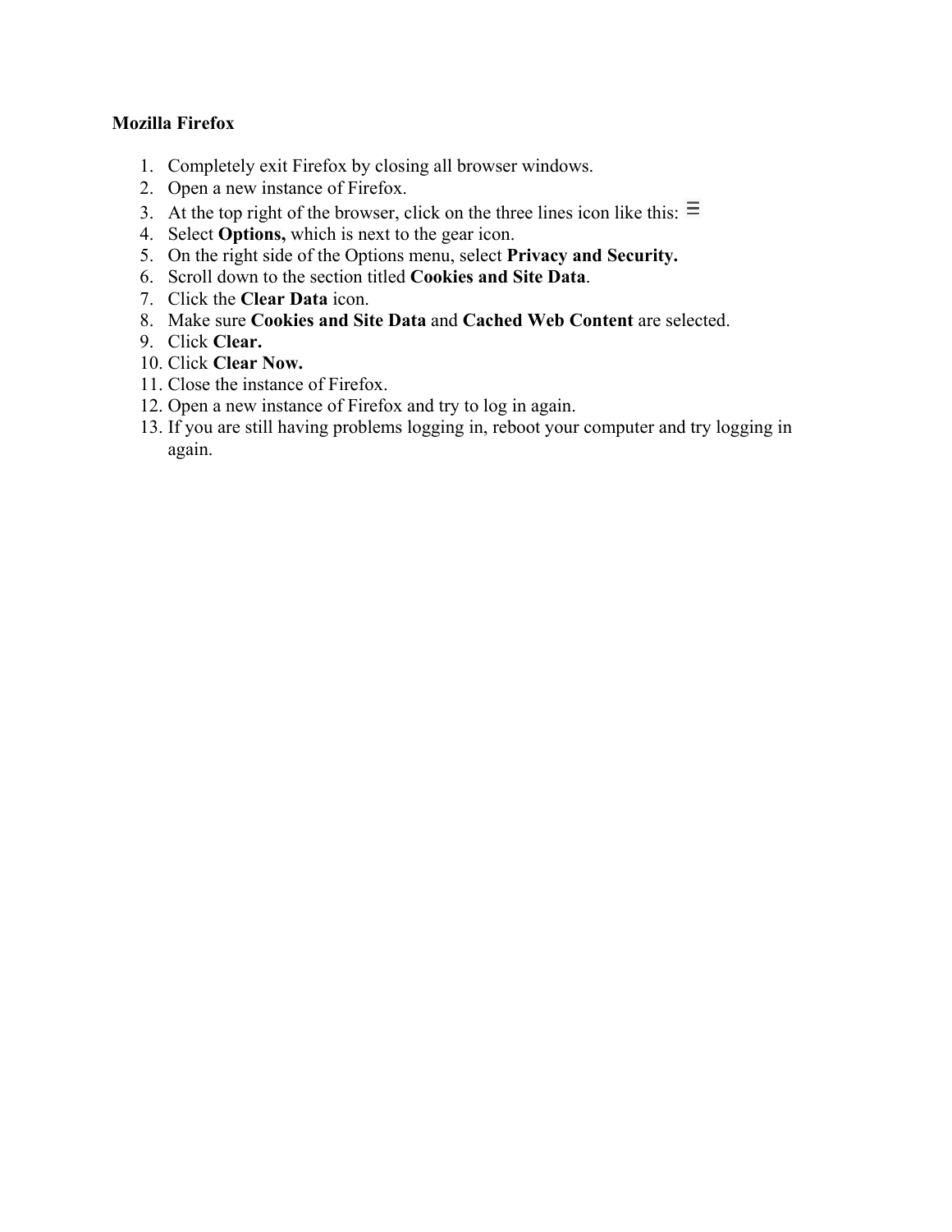**Mozilla Firefox**

1. Completely exit Firefox by closing all browser windows.
2. Open a new instance of Firefox.
3. At the top right of the browser, click on the three lines icon like this: ☰
4. Select **Options,** which is next to the gear icon.
5. On the right side of the Options menu, select **Privacy and Security.**
6. Scroll down to the section titled **Cookies and Site Data**.
7. Click the **Clear Data** icon.
8. Make sure **Cookies and Site Data** and **Cached Web Content** are selected.
9. Click **Clear.**
10. Click **Clear Now.**
11. Close the instance of Firefox.
12. Open a new instance of Firefox and try to log in again.
13. If you are still having problems logging in, reboot your computer and try logging in again.